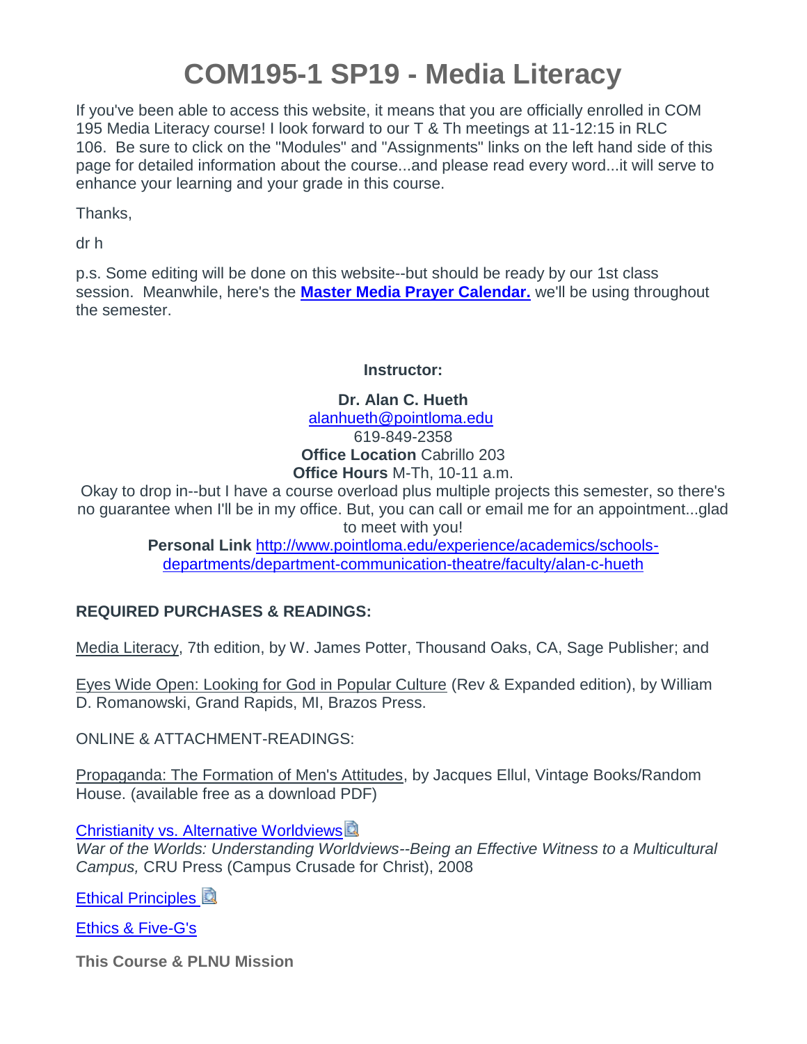# COM195-1 SP19 - Media Literacy

If you've been able to access this website, it means that you are officially enrolled in COM 195 Media Literacy course! I look forward to our T & Th meetings at 11-12:15 in RLC 106. Be sure to click on the "Modules" and "Assignments" links on the left hand side of this page for detailed information about the course...and please read every word...it will serve to enhance your learning and your grade in this course.

Thanks,

dr h

p.s. Some editing will be done on this website--but should be ready by our 1st class session. Meanwhile, here's the **Master Media Prayer Calendar.** we'll be using throughout the semester.

**Instructor:**

**Dr. Alan C. Hueth**
alanhueth@pointloma.edu
619-849-2358
**Office Location** Cabrillo 203
**Office Hours** M-Th, 10-11 a.m.
Okay to drop in--but I have a course overload plus multiple projects this semester, so there's no guarantee when I'll be in my office. But, you can call or email me for an appointment...glad to meet with you!
**Personal Link** http://www.pointloma.edu/experience/academics/schools-departments/department-communication-theatre/faculty/alan-c-hueth

**REQUIRED PURCHASES & READINGS:**

Media Literacy, 7th edition, by W. James Potter, Thousand Oaks, CA, Sage Publisher; and

Eyes Wide Open: Looking for God in Popular Culture (Rev & Expanded edition), by William D. Romanowski, Grand Rapids, MI, Brazos Press.

ONLINE & ATTACHMENT-READINGS:

Propaganda: The Formation of Men's Attitudes, by Jacques Ellul, Vintage Books/Random House. (available free as a download PDF)

Christianity vs. Alternative Worldviews
*War of the Worlds: Understanding Worldviews--Being an Effective Witness to a Multicultural Campus,* CRU Press (Campus Crusade for Christ), 2008

Ethical Principles

Ethics & Five-G's

**This Course & PLNU Mission**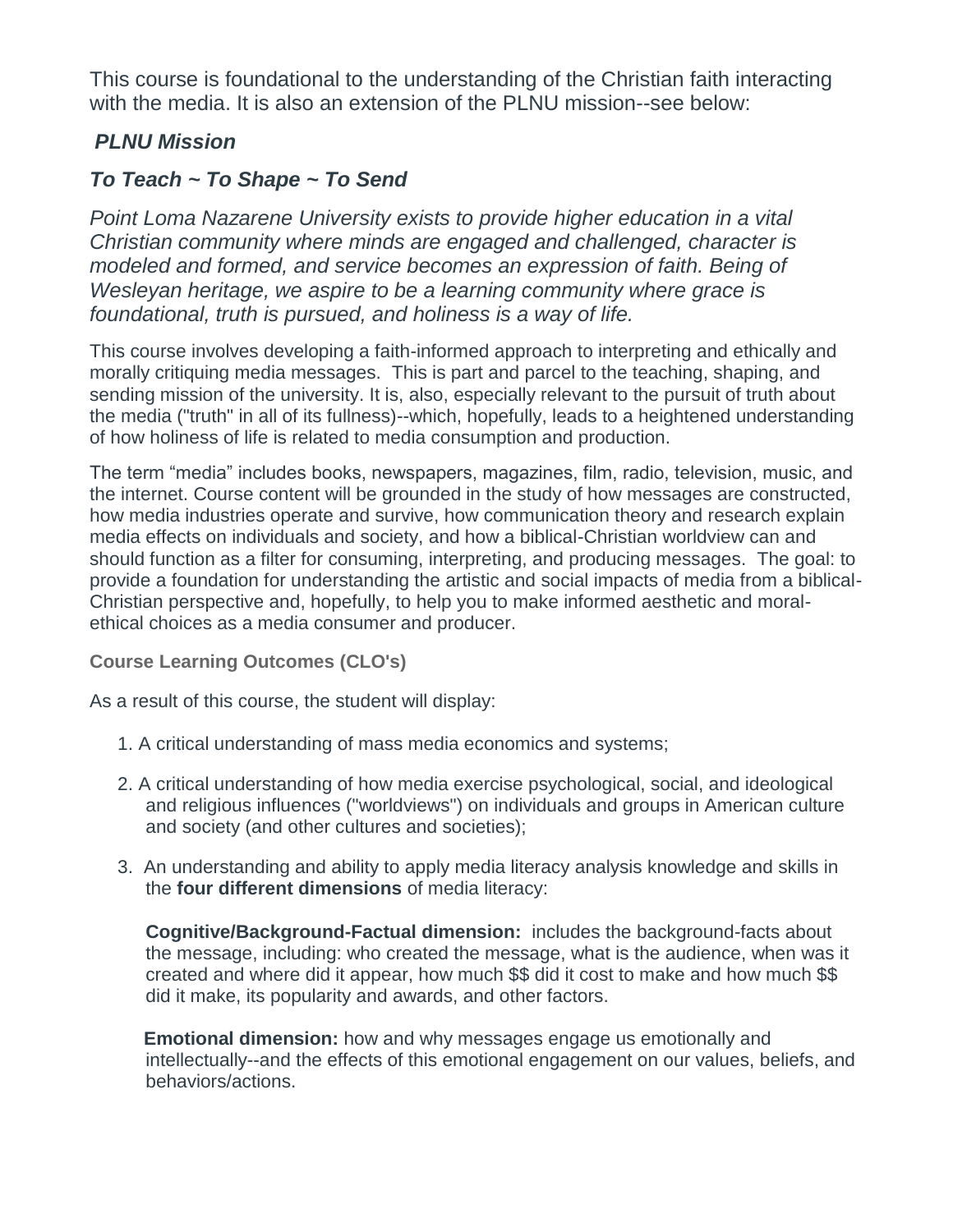This course is foundational to the understanding of the Christian faith interacting with the media. It is also an extension of the PLNU mission--see below:

### *PLNU Mission*

### *To Teach ~ To Shape ~ To Send*

*Point Loma Nazarene University exists to provide higher education in a vital Christian community where minds are engaged and challenged, character is modeled and formed, and service becomes an expression of faith. Being of Wesleyan heritage, we aspire to be a learning community where grace is foundational, truth is pursued, and holiness is a way of life.*

This course involves developing a faith-informed approach to interpreting and ethically and morally critiquing media messages. This is part and parcel to the teaching, shaping, and sending mission of the university. It is, also, especially relevant to the pursuit of truth about the media ("truth" in all of its fullness)--which, hopefully, leads to a heightened understanding of how holiness of life is related to media consumption and production.

The term "media" includes books, newspapers, magazines, film, radio, television, music, and the internet. Course content will be grounded in the study of how messages are constructed, how media industries operate and survive, how communication theory and research explain media effects on individuals and society, and how a biblical-Christian worldview can and should function as a filter for consuming, interpreting, and producing messages. The goal: to provide a foundation for understanding the artistic and social impacts of media from a biblical-Christian perspective and, hopefully, to help you to make informed aesthetic and moral-ethical choices as a media consumer and producer.

**Course Learning Outcomes (CLO's)**

As a result of this course, the student will display:

1. A critical understanding of mass media economics and systems;
2. A critical understanding of how media exercise psychological, social, and ideological and religious influences ("worldviews") on individuals and groups in American culture and society (and other cultures and societies);
3. An understanding and ability to apply media literacy analysis knowledge and skills in the **four different dimensions** of media literacy:

   **Cognitive/Background-Factual dimension:** includes the background-facts about the message, including: who created the message, what is the audience, when was it created and where did it appear, how much $$ did it cost to make and how much $$ did it make, its popularity and awards, and other factors.

   **Emotional dimension:** how and why messages engage us emotionally and intellectually--and the effects of this emotional engagement on our values, beliefs, and behaviors/actions.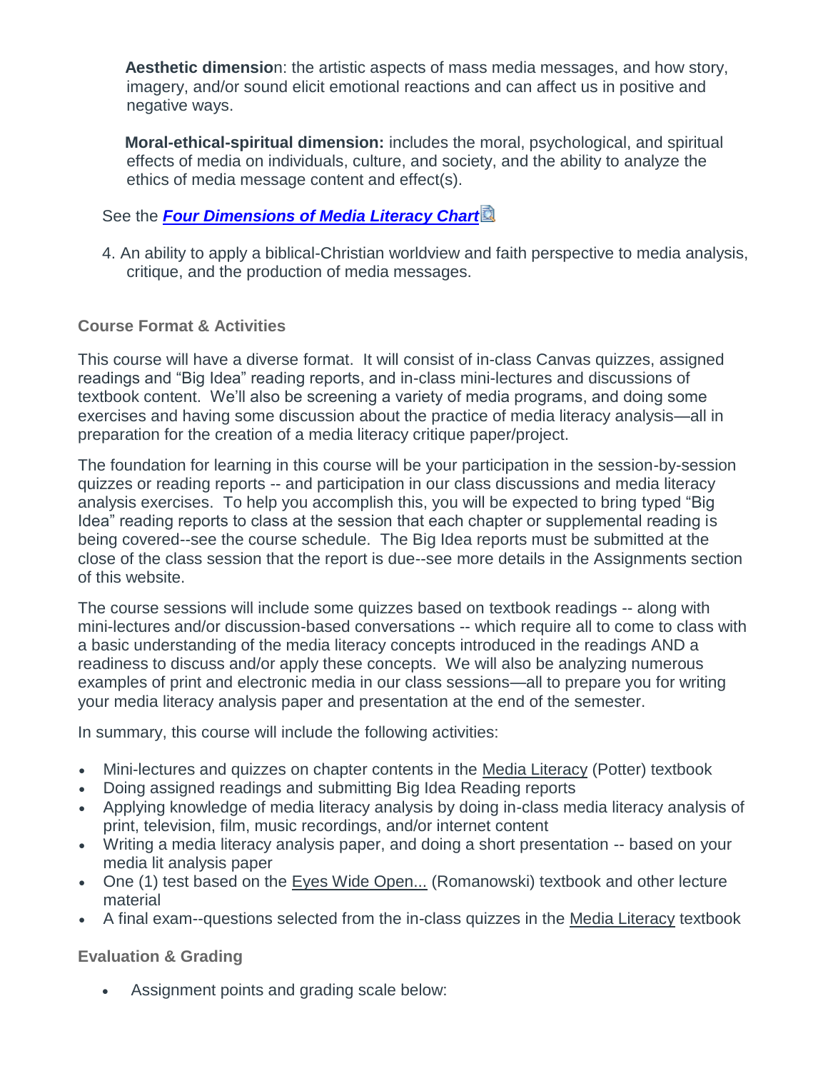**Aesthetic dimension**: the artistic aspects of mass media messages, and how story, imagery, and/or sound elicit emotional reactions and can affect us in positive and negative ways.

**Moral-ethical-spiritual dimension:** includes the moral, psychological, and spiritual effects of media on individuals, culture, and society, and the ability to analyze the ethics of media message content and effect(s).

See the ***Four Dimensions of Media Literacy Chart***

4. An ability to apply a biblical-Christian worldview and faith perspective to media analysis, critique, and the production of media messages.

### Course Format & Activities

This course will have a diverse format. It will consist of in-class Canvas quizzes, assigned readings and "Big Idea" reading reports, and in-class mini-lectures and discussions of textbook content. We'll also be screening a variety of media programs, and doing some exercises and having some discussion about the practice of media literacy analysis—all in preparation for the creation of a media literacy critique paper/project.

The foundation for learning in this course will be your participation in the session-by-session quizzes or reading reports -- and participation in our class discussions and media literacy analysis exercises. To help you accomplish this, you will be expected to bring typed "Big Idea" reading reports to class at the session that each chapter or supplemental reading is being covered--see the course schedule. The Big Idea reports must be submitted at the close of the class session that the report is due--see more details in the Assignments section of this website.

The course sessions will include some quizzes based on textbook readings -- along with mini-lectures and/or discussion-based conversations -- which require all to come to class with a basic understanding of the media literacy concepts introduced in the readings AND a readiness to discuss and/or apply these concepts. We will also be analyzing numerous examples of print and electronic media in our class sessions—all to prepare you for writing your media literacy analysis paper and presentation at the end of the semester.

In summary, this course will include the following activities:

- Mini-lectures and quizzes on chapter contents in the Media Literacy (Potter) textbook
- Doing assigned readings and submitting Big Idea Reading reports
- Applying knowledge of media literacy analysis by doing in-class media literacy analysis of print, television, film, music recordings, and/or internet content
- Writing a media literacy analysis paper, and doing a short presentation -- based on your media lit analysis paper
- One (1) test based on the Eyes Wide Open... (Romanowski) textbook and other lecture material
- A final exam--questions selected from the in-class quizzes in the Media Literacy textbook

### Evaluation & Grading

- Assignment points and grading scale below: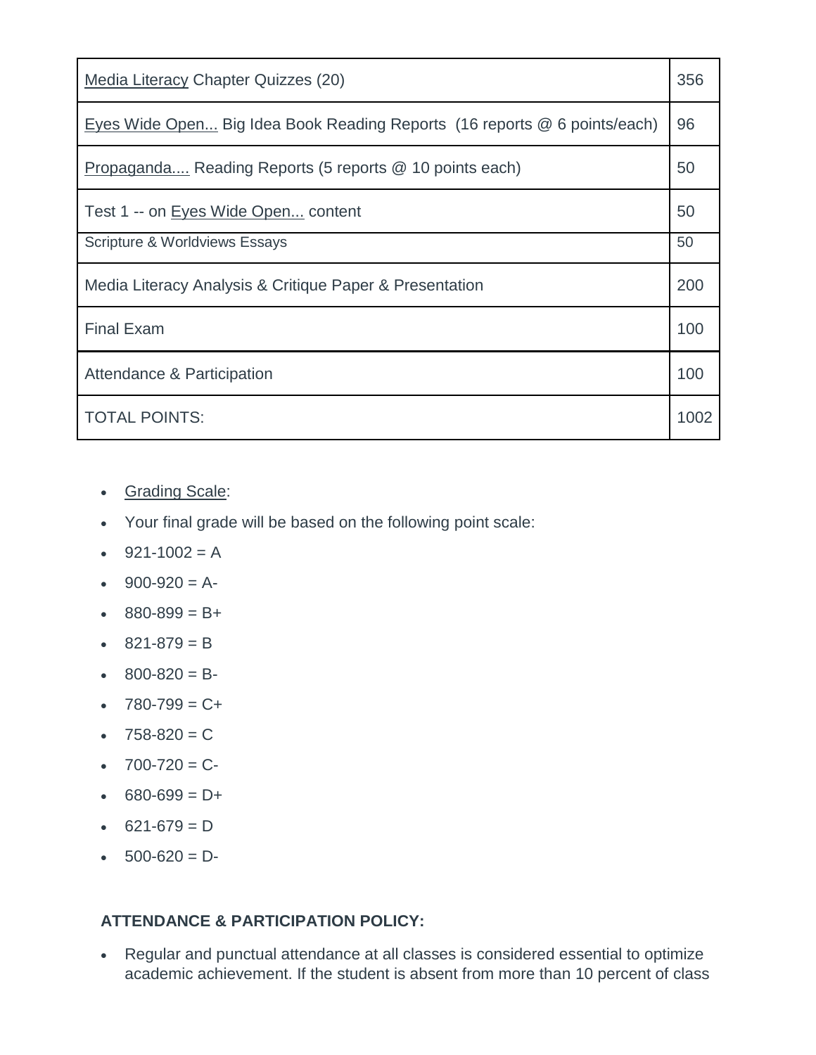| Media Literacy Chapter Quizzes (20) | 356 |
|---|---|
| Eyes Wide Open... Big Idea Book Reading Reports (16 reports @ 6 points/each) | 96 |
| Propaganda.... Reading Reports (5 reports @ 10 points each) | 50 |
| Test 1 -- on Eyes Wide Open... content | 50 |
| Scripture & Worldviews Essays | 50 |
| Media Literacy Analysis & Critique Paper & Presentation | 200 |
| Final Exam | 100 |
| Attendance & Participation | 100 |
| TOTAL POINTS: | 1002 |

- Grading Scale:
- Your final grade will be based on the following point scale:
- 921-1002 = A
- 900-920 = A-
- 880-899 = B+
- 821-879 = B
- 800-820 = B-
- 780-799 = C+
- 758-820 = C
- 700-720 = C-
- 680-699 = D+
- 621-679 = D
- 500-620 = D-

**ATTENDANCE & PARTICIPATION POLICY:**

- Regular and punctual attendance at all classes is considered essential to optimize academic achievement. If the student is absent from more than 10 percent of class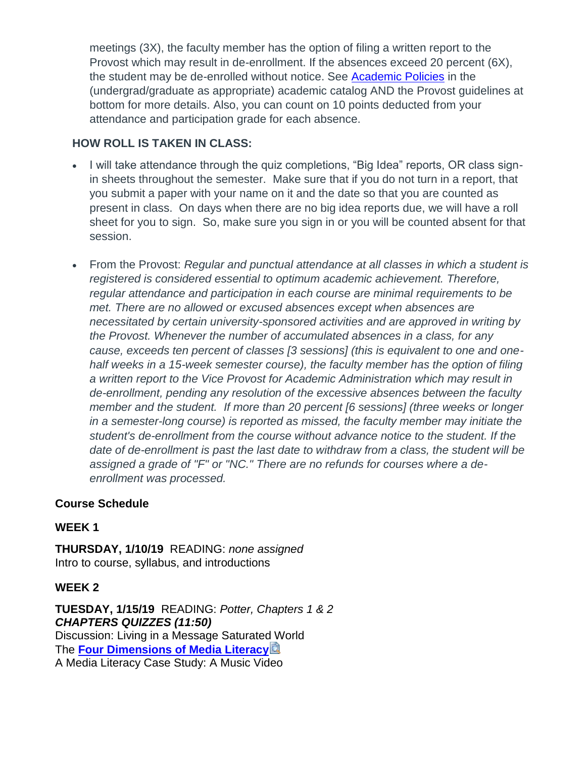meetings (3X), the faculty member has the option of filing a written report to the Provost which may result in de-enrollment. If the absences exceed 20 percent (6X), the student may be de-enrolled without notice. See [Academic Policies]() in the (undergrad/graduate as appropriate) academic catalog AND the Provost guidelines at bottom for more details. Also, you can count on 10 points deducted from your attendance and participation grade for each absence.

**HOW ROLL IS TAKEN IN CLASS:**

- I will take attendance through the quiz completions, "Big Idea" reports, OR class sign-in sheets throughout the semester. Make sure that if you do not turn in a report, that you submit a paper with your name on it and the date so that you are counted as present in class. On days when there are no big idea reports due, we will have a roll sheet for you to sign. So, make sure you sign in or you will be counted absent for that session.
- From the Provost: *Regular and punctual attendance at all classes in which a student is registered is considered essential to optimum academic achievement. Therefore, regular attendance and participation in each course are minimal requirements to be met. There are no allowed or excused absences except when absences are necessitated by certain university-sponsored activities and are approved in writing by the Provost. Whenever the number of accumulated absences in a class, for any cause, exceeds ten percent of classes [3 sessions] (this is equivalent to one and one-half weeks in a 15-week semester course), the faculty member has the option of filing a written report to the Vice Provost for Academic Administration which may result in de-enrollment, pending any resolution of the excessive absences between the faculty member and the student. If more than 20 percent [6 sessions] (three weeks or longer in a semester-long course) is reported as missed, the faculty member may initiate the student's de-enrollment from the course without advance notice to the student. If the date of de-enrollment is past the last date to withdraw from a class, the student will be assigned a grade of "F" or "NC." There are no refunds for courses where a de-enrollment was processed.*

**Course Schedule**

**WEEK 1**

**THURSDAY, 1/10/19** READING: *none assigned*
Intro to course, syllabus, and introductions

**WEEK 2**

**TUESDAY, 1/15/19** READING: *Potter, Chapters 1 & 2*
***CHAPTERS QUIZZES (11:50)***
Discussion: Living in a Message Saturated World
The **[Four Dimensions of Media Literacy]()**
A Media Literacy Case Study: A Music Video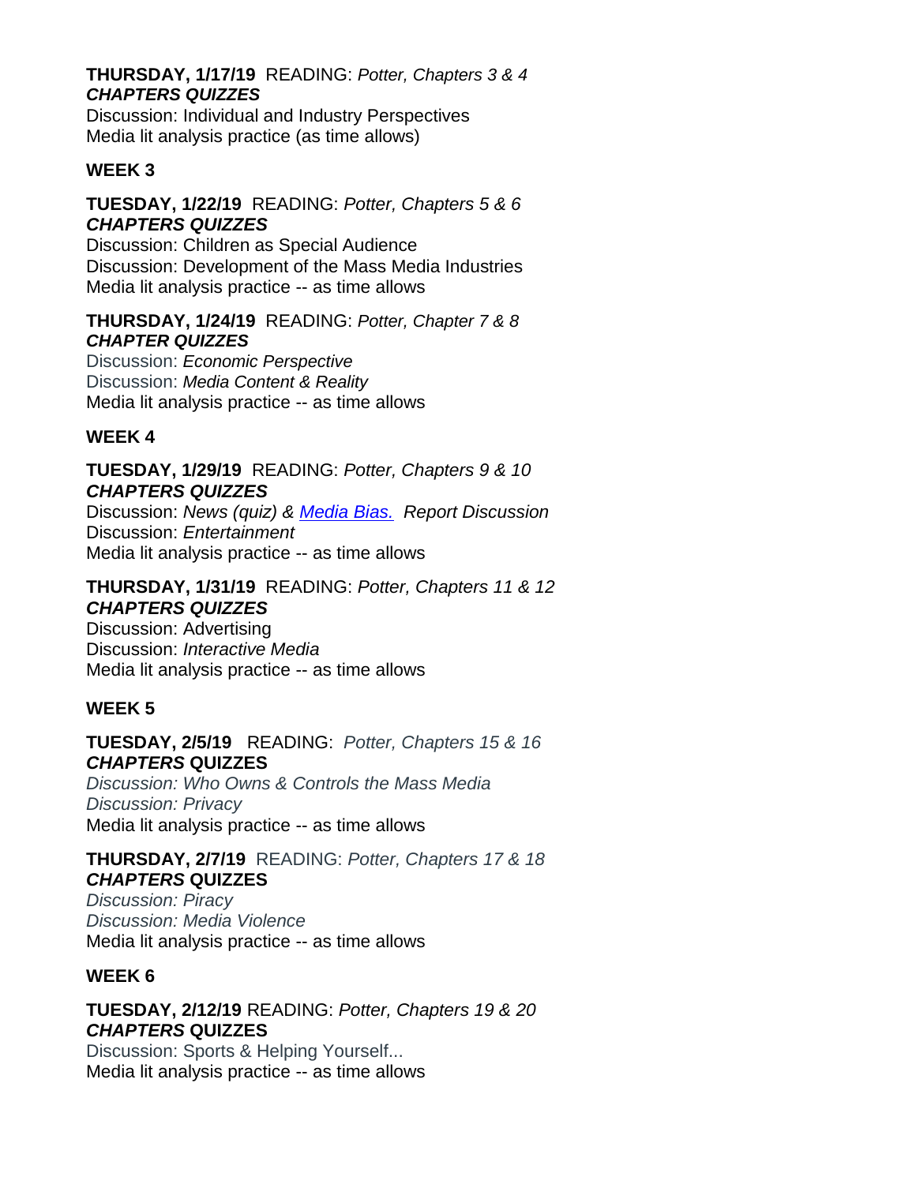**THURSDAY, 1/17/19** READING: *Potter, Chapters 3 & 4*
***CHAPTERS QUIZZES***
Discussion: Individual and Industry Perspectives
Media lit analysis practice (as time allows)

**WEEK 3**

**TUESDAY, 1/22/19** READING: *Potter, Chapters 5 & 6*
***CHAPTERS QUIZZES***
Discussion: Children as Special Audience
Discussion: Development of the Mass Media Industries
Media lit analysis practice -- as time allows

**THURSDAY, 1/24/19** READING: *Potter, Chapter 7 & 8*
***CHAPTER QUIZZES***
Discussion: *Economic Perspective*
Discussion: *Media Content & Reality*
Media lit analysis practice -- as time allows

**WEEK 4**

**TUESDAY, 1/29/19** READING: *Potter, Chapters 9 & 10*
***CHAPTERS QUIZZES***
Discussion: *News (quiz) & Media Bias. Report Discussion*
Discussion: *Entertainment*
Media lit analysis practice -- as time allows

**THURSDAY, 1/31/19** READING: *Potter, Chapters 11 & 12*
***CHAPTERS QUIZZES***
Discussion: Advertising
Discussion: *Interactive Media*
Media lit analysis practice -- as time allows

**WEEK 5**

**TUESDAY, 2/5/19** READING: *Potter, Chapters 15 & 16*
***CHAPTERS* QUIZZES**
*Discussion: Who Owns & Controls the Mass Media*
*Discussion: Privacy*
Media lit analysis practice -- as time allows

**THURSDAY, 2/7/19** READING: *Potter, Chapters 17 & 18*
***CHAPTERS* QUIZZES**
*Discussion: Piracy*
*Discussion: Media Violence*
Media lit analysis practice -- as time allows

**WEEK 6**

**TUESDAY, 2/12/19** READING: *Potter, Chapters 19 & 20*
***CHAPTERS* QUIZZES**
Discussion: Sports & Helping Yourself...
Media lit analysis practice -- as time allows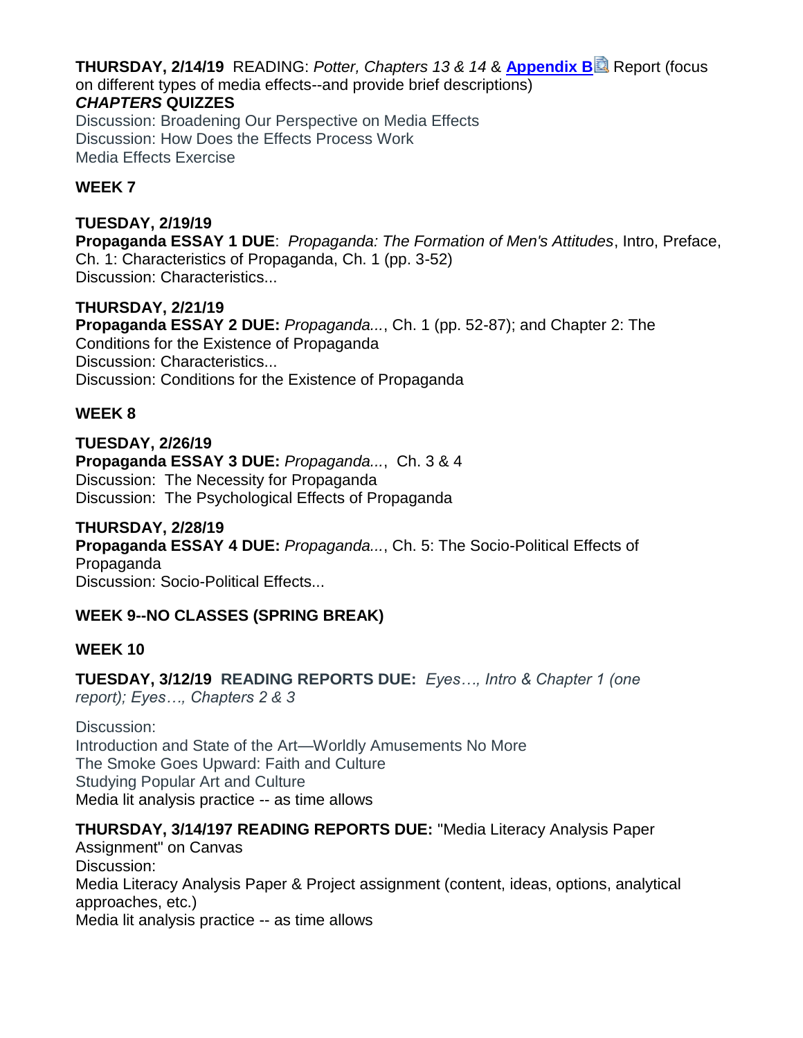**THURSDAY, 2/14/19** READING: *Potter, Chapters 13 & 14* & **Appendix B** Report (focus on different types of media effects--and provide brief descriptions)
***CHAPTERS* QUIZZES**
Discussion: Broadening Our Perspective on Media Effects
Discussion: How Does the Effects Process Work
Media Effects Exercise

**WEEK 7**

**TUESDAY, 2/19/19**
**Propaganda ESSAY 1 DUE**: *Propaganda: The Formation of Men's Attitudes*, Intro, Preface, Ch. 1: Characteristics of Propaganda, Ch. 1 (pp. 3-52)
Discussion: Characteristics...

**THURSDAY, 2/21/19**
**Propaganda ESSAY 2 DUE:** *Propaganda...*, Ch. 1 (pp. 52-87); and Chapter 2: The Conditions for the Existence of Propaganda
Discussion: Characteristics...
Discussion: Conditions for the Existence of Propaganda

**WEEK 8**

**TUESDAY, 2/26/19**
**Propaganda ESSAY 3 DUE:** *Propaganda...*, Ch. 3 & 4
Discussion: The Necessity for Propaganda
Discussion: The Psychological Effects of Propaganda

**THURSDAY, 2/28/19**
**Propaganda ESSAY 4 DUE:** *Propaganda...*, Ch. 5: The Socio-Political Effects of Propaganda
Discussion: Socio-Political Effects...

**WEEK 9--NO CLASSES (SPRING BREAK)**

**WEEK 10**

**TUESDAY, 3/12/19 READING REPORTS DUE:** *Eyes…, Intro & Chapter 1 (one report); Eyes…, Chapters 2 & 3*

Discussion:
Introduction and State of the Art—Worldly Amusements No More
The Smoke Goes Upward: Faith and Culture
Studying Popular Art and Culture
Media lit analysis practice -- as time allows

**THURSDAY, 3/14/197 READING REPORTS DUE:** "Media Literacy Analysis Paper Assignment" on Canvas
Discussion:
Media Literacy Analysis Paper & Project assignment (content, ideas, options, analytical approaches, etc.)
Media lit analysis practice -- as time allows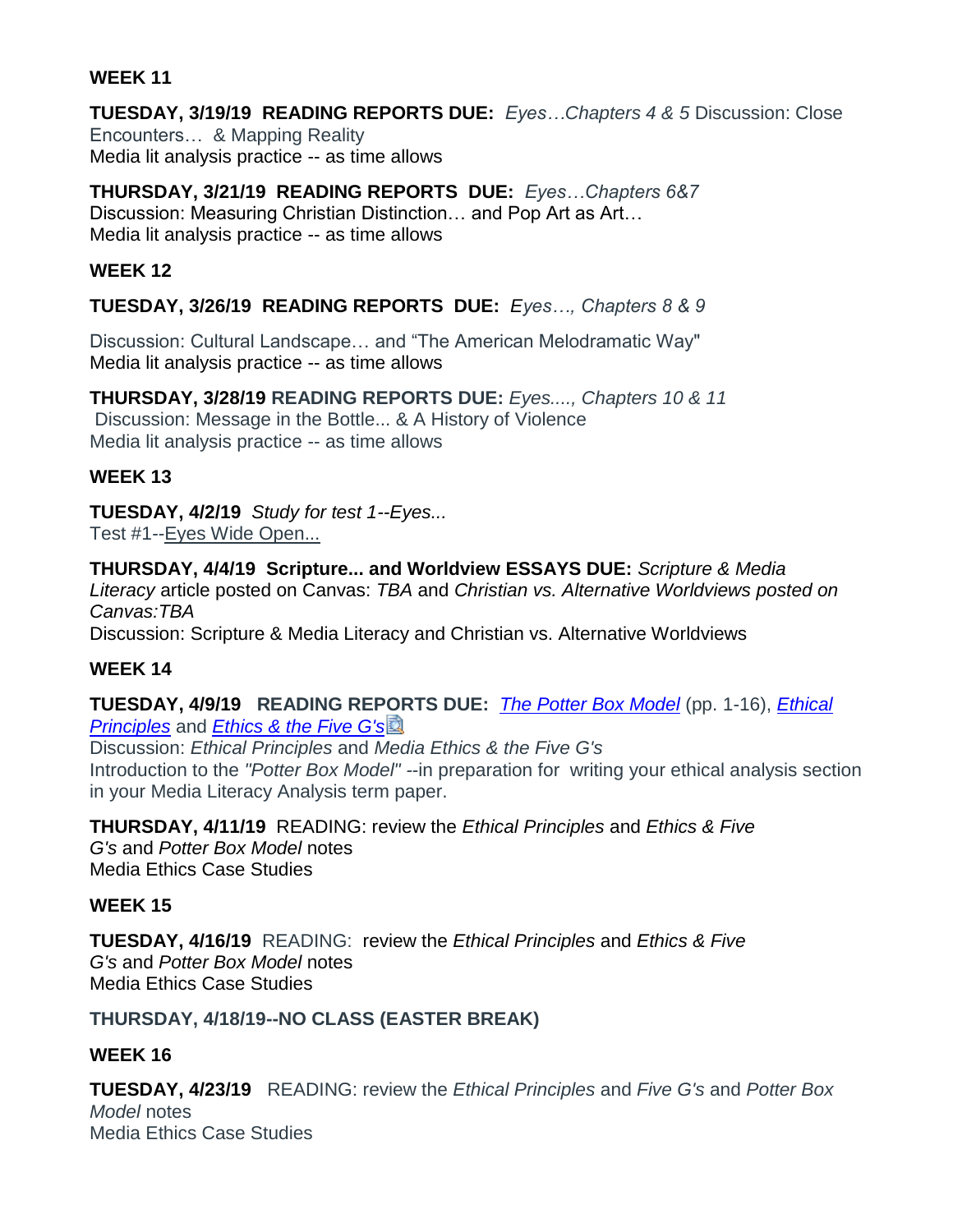**WEEK 11**

**TUESDAY, 3/19/19 READING REPORTS DUE:** *Eyes…Chapters 4 & 5* Discussion: Close Encounters… & Mapping Reality
Media lit analysis practice -- as time allows

**THURSDAY, 3/21/19 READING REPORTS DUE:** *Eyes…Chapters 6&7*
Discussion: Measuring Christian Distinction… and Pop Art as Art…
Media lit analysis practice -- as time allows

**WEEK 12**

**TUESDAY, 3/26/19 READING REPORTS DUE:** *Eyes…, Chapters 8 & 9*

Discussion: Cultural Landscape… and "The American Melodramatic Way"
Media lit analysis practice -- as time allows

**THURSDAY, 3/28/19 READING REPORTS DUE:** *Eyes...., Chapters 10 & 11*
Discussion: Message in the Bottle... & A History of Violence
Media lit analysis practice -- as time allows

**WEEK 13**

**TUESDAY, 4/2/19** *Study for test 1--Eyes...*
Test #1--Eyes Wide Open...

**THURSDAY, 4/4/19 Scripture... and Worldview ESSAYS DUE:** *Scripture & Media Literacy* article posted on Canvas: *TBA* and *Christian vs. Alternative Worldviews posted on Canvas:TBA*
Discussion: Scripture & Media Literacy and Christian vs. Alternative Worldviews

**WEEK 14**

**TUESDAY, 4/9/19 READING REPORTS DUE:** *The Potter Box Model* (pp. 1-16), *Ethical Principles* and *Ethics & the Five G's*
Discussion: *Ethical Principles* and *Media Ethics & the Five G's*
Introduction to the *"Potter Box Model"* --in preparation for writing your ethical analysis section in your Media Literacy Analysis term paper.

**THURSDAY, 4/11/19** READING: review the *Ethical Principles* and *Ethics & Five G's* and *Potter Box Model* notes
Media Ethics Case Studies

**WEEK 15**

**TUESDAY, 4/16/19** READING: review the *Ethical Principles* and *Ethics & Five G's* and *Potter Box Model* notes
Media Ethics Case Studies

**THURSDAY, 4/18/19--NO CLASS (EASTER BREAK)**

**WEEK 16**

**TUESDAY, 4/23/19** READING: review the *Ethical Principles* and *Five G's* and *Potter Box Model* notes
Media Ethics Case Studies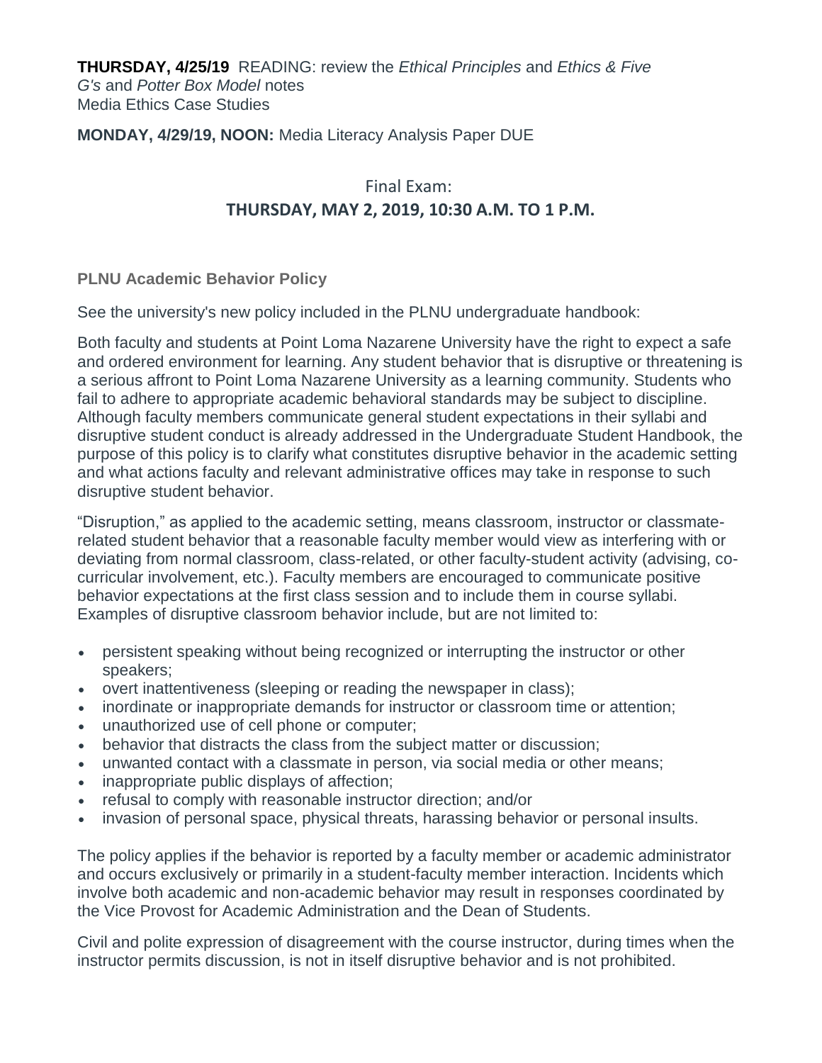**THURSDAY, 4/25/19** READING: review the *Ethical Principles* and *Ethics & Five G's* and *Potter Box Model* notes
Media Ethics Case Studies

**MONDAY, 4/29/19, NOON:** Media Literacy Analysis Paper DUE

Final Exam:
**THURSDAY, MAY 2, 2019, 10:30 A.M. TO 1 P.M.**

**PLNU Academic Behavior Policy**

See the university's new policy included in the PLNU undergraduate handbook:

Both faculty and students at Point Loma Nazarene University have the right to expect a safe and ordered environment for learning. Any student behavior that is disruptive or threatening is a serious affront to Point Loma Nazarene University as a learning community. Students who fail to adhere to appropriate academic behavioral standards may be subject to discipline. Although faculty members communicate general student expectations in their syllabi and disruptive student conduct is already addressed in the Undergraduate Student Handbook, the purpose of this policy is to clarify what constitutes disruptive behavior in the academic setting and what actions faculty and relevant administrative offices may take in response to such disruptive student behavior.

"Disruption," as applied to the academic setting, means classroom, instructor or classmate-related student behavior that a reasonable faculty member would view as interfering with or deviating from normal classroom, class-related, or other faculty-student activity (advising, co-curricular involvement, etc.). Faculty members are encouraged to communicate positive behavior expectations at the first class session and to include them in course syllabi. Examples of disruptive classroom behavior include, but are not limited to:

- persistent speaking without being recognized or interrupting the instructor or other speakers;
- overt inattentiveness (sleeping or reading the newspaper in class);
- inordinate or inappropriate demands for instructor or classroom time or attention;
- unauthorized use of cell phone or computer;
- behavior that distracts the class from the subject matter or discussion;
- unwanted contact with a classmate in person, via social media or other means;
- inappropriate public displays of affection;
- refusal to comply with reasonable instructor direction; and/or
- invasion of personal space, physical threats, harassing behavior or personal insults.

The policy applies if the behavior is reported by a faculty member or academic administrator and occurs exclusively or primarily in a student-faculty member interaction. Incidents which involve both academic and non-academic behavior may result in responses coordinated by the Vice Provost for Academic Administration and the Dean of Students.

Civil and polite expression of disagreement with the course instructor, during times when the instructor permits discussion, is not in itself disruptive behavior and is not prohibited.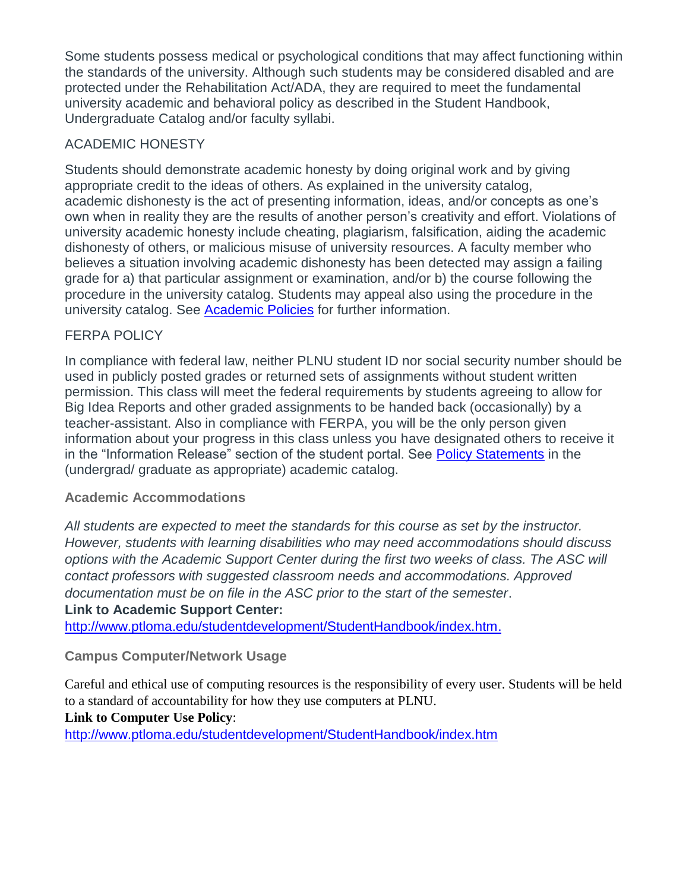Some students possess medical or psychological conditions that may affect functioning within the standards of the university. Although such students may be considered disabled and are protected under the Rehabilitation Act/ADA, they are required to meet the fundamental university academic and behavioral policy as described in the Student Handbook, Undergraduate Catalog and/or faculty syllabi.

## ACADEMIC HONESTY

Students should demonstrate academic honesty by doing original work and by giving appropriate credit to the ideas of others. As explained in the university catalog, academic dishonesty is the act of presenting information, ideas, and/or concepts as one's own when in reality they are the results of another person's creativity and effort. Violations of university academic honesty include cheating, plagiarism, falsification, aiding the academic dishonesty of others, or malicious misuse of university resources. A faculty member who believes a situation involving academic dishonesty has been detected may assign a failing grade for a) that particular assignment or examination, and/or b) the course following the procedure in the university catalog. Students may appeal also using the procedure in the university catalog. See [Academic Policies] for further information.

## FERPA POLICY

In compliance with federal law, neither PLNU student ID nor social security number should be used in publicly posted grades or returned sets of assignments without student written permission. This class will meet the federal requirements by students agreeing to allow for Big Idea Reports and other graded assignments to be handed back (occasionally) by a teacher-assistant. Also in compliance with FERPA, you will be the only person given information about your progress in this class unless you have designated others to receive it in the "Information Release" section of the student portal. See [Policy Statements] in the (undergrad/ graduate as appropriate) academic catalog.

### Academic Accommodations

*All students are expected to meet the standards for this course as set by the instructor. However, students with learning disabilities who may need accommodations should discuss options with the Academic Support Center during the first two weeks of class. The ASC will contact professors with suggested classroom needs and accommodations. Approved documentation must be on file in the ASC prior to the start of the semester*.

**Link to Academic Support Center:**
http://www.ptloma.edu/studentdevelopment/StudentHandbook/index.htm.

### Campus Computer/Network Usage

Careful and ethical use of computing resources is the responsibility of every user. Students will be held to a standard of accountability for how they use computers at PLNU.

**Link to Computer Use Policy**:
http://www.ptloma.edu/studentdevelopment/StudentHandbook/index.htm